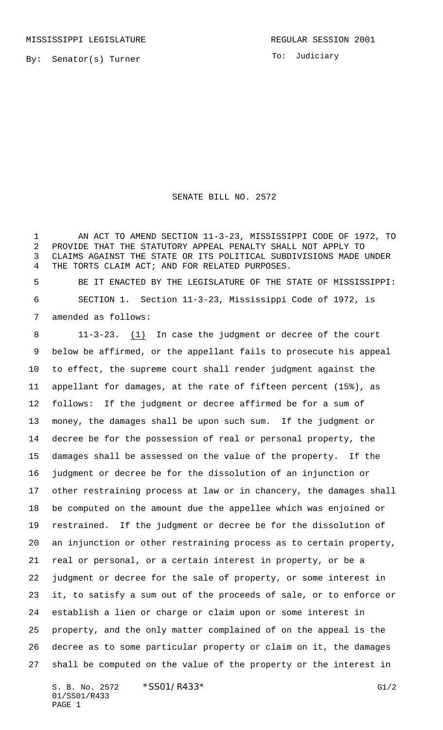MISSISSIPPI LEGISLATURE                                                REGULAR SESSION 2001

By: Senator(s) Turner                                                        To: Judiciary

# SENATE BILL NO. 2572

AN ACT TO AMEND SECTION 11-3-23, MISSISSIPPI CODE OF 1972, TO PROVIDE THAT THE STATUTORY APPEAL PENALTY SHALL NOT APPLY TO CLAIMS AGAINST THE STATE OR ITS POLITICAL SUBDIVISIONS MADE UNDER THE TORTS CLAIM ACT; AND FOR RELATED PURPOSES.

BE IT ENACTED BY THE LEGISLATURE OF THE STATE OF MISSISSIPPI:

SECTION 1. Section 11-3-23, Mississippi Code of 1972, is amended as follows:

11-3-23. (1) In case the judgment or decree of the court below be affirmed, or the appellant fails to prosecute his appeal to effect, the supreme court shall render judgment against the appellant for damages, at the rate of fifteen percent (15%), as follows: If the judgment or decree affirmed be for a sum of money, the damages shall be upon such sum. If the judgment or decree be for the possession of real or personal property, the damages shall be assessed on the value of the property. If the judgment or decree be for the dissolution of an injunction or other restraining process at law or in chancery, the damages shall be computed on the amount due the appellee which was enjoined or restrained. If the judgment or decree be for the dissolution of an injunction or other restraining process as to certain property, real or personal, or a certain interest in property, or be a judgment or decree for the sale of property, or some interest in it, to satisfy a sum out of the proceeds of sale, or to enforce or establish a lien or charge or claim upon or some interest in property, and the only matter complained of on the appeal is the decree as to some particular property or claim on it, the damages shall be computed on the value of the property or the interest in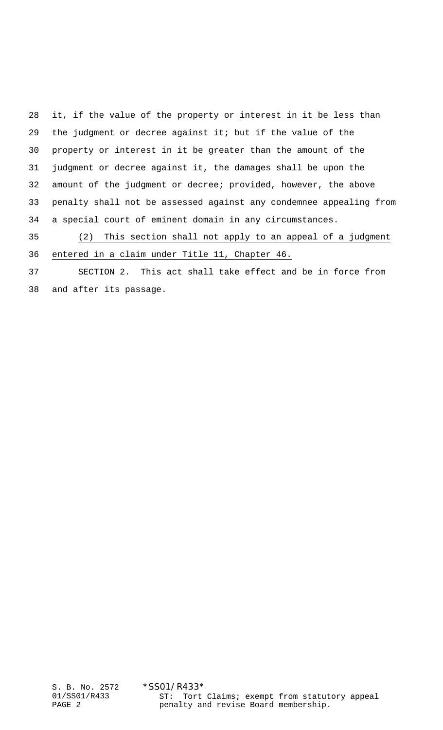it, if the value of the property or interest in it be less than the judgment or decree against it; but if the value of the property or interest in it be greater than the amount of the judgment or decree against it, the damages shall be upon the amount of the judgment or decree; provided, however, the above penalty shall not be assessed against any condemnee appealing from a special court of eminent domain in any circumstances.

(2) This section shall not apply to an appeal of a judgment entered in a claim under Title 11, Chapter 46.

SECTION 2. This act shall take effect and be in force from and after its passage.